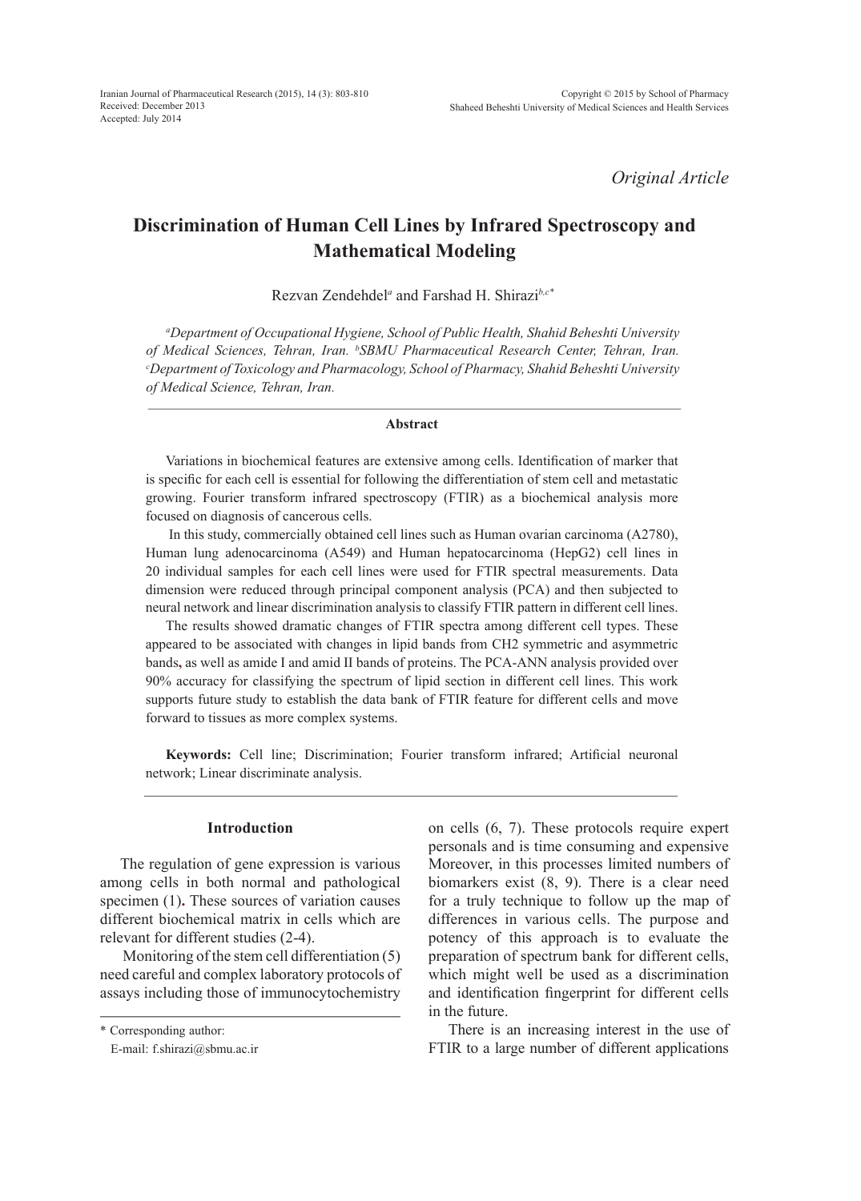*Original Article*

# Discrimination of Human Cell Lines by Infrared Spectroscopy and Mathematical Modeling

Rezvan Zendehdel[a] and Farshad H. Shirazi[b,c*]

*[a]Department of Occupational Hygiene, School of Public Health, Shahid Beheshti University of Medical Sciences, Tehran, Iran. [b]SBMU Pharmaceutical Research Center, Tehran, Iran. [c]Department of Toxicology and Pharmacology, School of Pharmacy, Shahid Beheshti University of Medical Science, Tehran, Iran.*

## Abstract

Variations in biochemical features are extensive among cells. Identification of marker that is specific for each cell is essential for following the differentiation of stem cell and metastatic growing. Fourier transform infrared spectroscopy (FTIR) as a biochemical analysis more focused on diagnosis of cancerous cells.

In this study, commercially obtained cell lines such as Human ovarian carcinoma (A2780), Human lung adenocarcinoma (A549) and Human hepatocarcinoma (HepG2) cell lines in 20 individual samples for each cell lines were used for FTIR spectral measurements. Data dimension were reduced through principal component analysis (PCA) and then subjected to neural network and linear discrimination analysis to classify FTIR pattern in different cell lines.

The results showed dramatic changes of FTIR spectra among different cell types. These appeared to be associated with changes in lipid bands from CH2 symmetric and asymmetric bands**,** as well as amide I and amid II bands of proteins. The PCA-ANN analysis provided over 90% accuracy for classifying the spectrum of lipid section in different cell lines. This work supports future study to establish the data bank of FTIR feature for different cells and move forward to tissues as more complex systems.

**Keywords:** Cell line; Discrimination; Fourier transform infrared; Artificial neuronal network; Linear discriminate analysis.

## Introduction

The regulation of gene expression is various among cells in both normal and pathological specimen (1)**.** These sources of variation causes different biochemical matrix in cells which are relevant for different studies (2-4).

Monitoring of the stem cell differentiation (5) need careful and complex laboratory protocols of assays including those of immunocytochemistry on cells (6, 7). These protocols require expert personals and is time consuming and expensive Moreover, in this processes limited numbers of biomarkers exist (8, 9). There is a clear need for a truly technique to follow up the map of differences in various cells. The purpose and potency of this approach is to evaluate the preparation of spectrum bank for different cells, which might well be used as a discrimination and identification fingerprint for different cells in the future.

There is an increasing interest in the use of FTIR to a large number of different applications

\* Corresponding author:
E-mail: f.shirazi@sbmu.ac.ir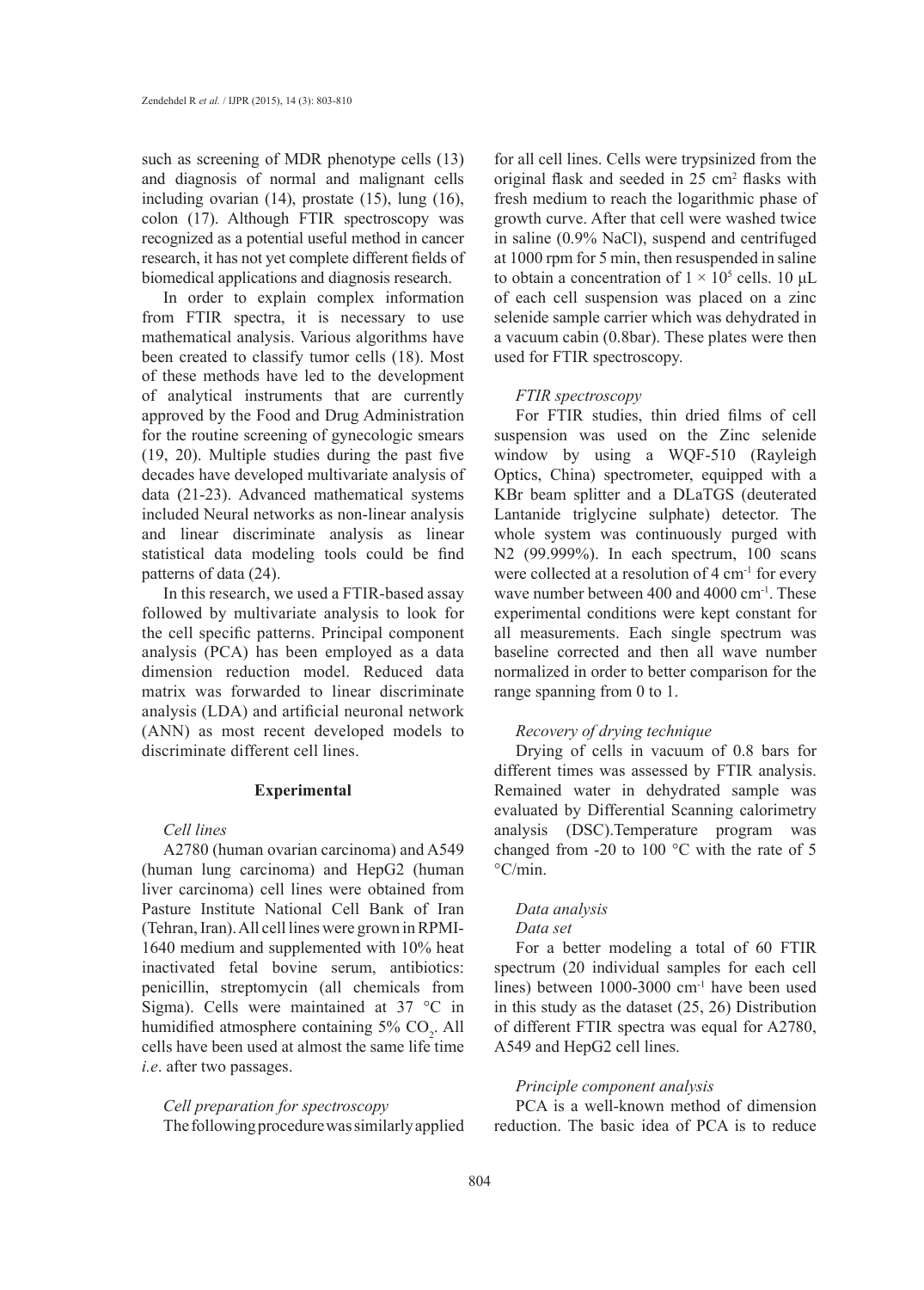such as screening of MDR phenotype cells (13) and diagnosis of normal and malignant cells including ovarian (14), prostate (15), lung (16), colon (17). Although FTIR spectroscopy was recognized as a potential useful method in cancer research, it has not yet complete different fields of biomedical applications and diagnosis research.

In order to explain complex information from FTIR spectra, it is necessary to use mathematical analysis. Various algorithms have been created to classify tumor cells (18). Most of these methods have led to the development of analytical instruments that are currently approved by the Food and Drug Administration for the routine screening of gynecologic smears (19, 20). Multiple studies during the past five decades have developed multivariate analysis of data (21-23). Advanced mathematical systems included Neural networks as non-linear analysis and linear discriminate analysis as linear statistical data modeling tools could be find patterns of data (24).

In this research, we used a FTIR-based assay followed by multivariate analysis to look for the cell specific patterns. Principal component analysis (PCA) has been employed as a data dimension reduction model. Reduced data matrix was forwarded to linear discriminate analysis (LDA) and artificial neuronal network (ANN) as most recent developed models to discriminate different cell lines.

## Experimental

### *Cell lines*

A2780 (human ovarian carcinoma) and A549 (human lung carcinoma) and HepG2 (human liver carcinoma) cell lines were obtained from Pasture Institute National Cell Bank of Iran (Tehran, Iran). All cell lines were grown in RPMI-1640 medium and supplemented with 10% heat inactivated fetal bovine serum, antibiotics: penicillin, streptomycin (all chemicals from Sigma). Cells were maintained at 37 °C in humidified atmosphere containing 5% $CO_2$. All cells have been used at almost the same life time *i.e*. after two passages.

### *Cell preparation for spectroscopy*

The following procedure was similarly applied for all cell lines. Cells were trypsinized from the original flask and seeded in 25 $cm^2$ flasks with fresh medium to reach the logarithmic phase of growth curve. After that cell were washed twice in saline (0.9% NaCl), suspend and centrifuged at 1000 rpm for 5 min, then resuspended in saline to obtain a concentration of $1 \times 10^5$ cells. 10 μL of each cell suspension was placed on a zinc selenide sample carrier which was dehydrated in a vacuum cabin (0.8bar). These plates were then used for FTIR spectroscopy.

### *FTIR spectroscopy*

For FTIR studies, thin dried films of cell suspension was used on the Zinc selenide window by using a WQF-510 (Rayleigh Optics, China) spectrometer, equipped with a KBr beam splitter and a DLaTGS (deuterated Lantanide triglycine sulphate) detector. The whole system was continuously purged with N2 (99.999%). In each spectrum, 100 scans were collected at a resolution of 4 $cm^{-1}$ for every wave number between 400 and 4000 $cm^{-1}$. These experimental conditions were kept constant for all measurements. Each single spectrum was baseline corrected and then all wave number normalized in order to better comparison for the range spanning from 0 to 1.

### *Recovery of drying technique*

Drying of cells in vacuum of 0.8 bars for different times was assessed by FTIR analysis. Remained water in dehydrated sample was evaluated by Differential Scanning calorimetry analysis (DSC).Temperature program was changed from -20 to 100 °C with the rate of 5 °C/min.

### *Data analysis*

#### *Data set*

For a better modeling a total of 60 FTIR spectrum (20 individual samples for each cell lines) between 1000-3000 $cm^{-1}$ have been used in this study as the dataset (25, 26) Distribution of different FTIR spectra was equal for A2780, A549 and HepG2 cell lines.

#### *Principle component analysis*

PCA is a well-known method of dimension reduction. The basic idea of PCA is to reduce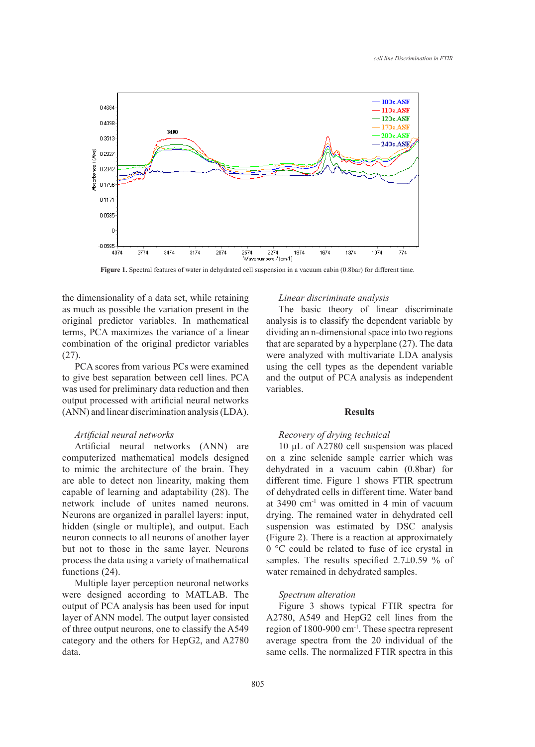**Figure 1.** Spectral features of water in dehydrated cell suspension in a vacuum cabin (0.8bar) for different time.

the dimensionality of a data set, while retaining as much as possible the variation present in the original predictor variables. In mathematical terms, PCA maximizes the variance of a linear combination of the original predictor variables (27).

PCA scores from various PCs were examined to give best separation between cell lines. PCA was used for preliminary data reduction and then output processed with artificial neural networks (ANN) and linear discrimination analysis (LDA).

*Artificial neural networks*

Artificial neural networks (ANN) are computerized mathematical models designed to mimic the architecture of the brain. They are able to detect non linearity, making them capable of learning and adaptability (28). The network include of unites named neurons. Neurons are organized in parallel layers: input, hidden (single or multiple), and output. Each neuron connects to all neurons of another layer but not to those in the same layer. Neurons process the data using a variety of mathematical functions (24).

Multiple layer perception neuronal networks were designed according to MATLAB. The output of PCA analysis has been used for input layer of ANN model. The output layer consisted of three output neurons, one to classify the A549 category and the others for HepG2, and A2780 data.

*Linear discriminate analysis*

The basic theory of linear discriminate analysis is to classify the dependent variable by dividing an n-dimensional space into two regions that are separated by a hyperplane (27). The data were analyzed with multivariate LDA analysis using the cell types as the dependent variable and the output of PCA analysis as independent variables.

## Results

*Recovery of drying technical*

10 µL of A2780 cell suspension was placed on a zinc selenide sample carrier which was dehydrated in a vacuum cabin (0.8bar) for different time. Figure 1 shows FTIR spectrum of dehydrated cells in different time. Water band at 3490 $cm^{-1}$ was omitted in 4 min of vacuum drying. The remained water in dehydrated cell suspension was estimated by DSC analysis (Figure 2). There is a reaction at approximately 0 °C could be related to fuse of ice crystal in samples. The results specified 2.7±0.59 % of water remained in dehydrated samples.

*Spectrum alteration*

Figure 3 shows typical FTIR spectra for A2780, A549 and HepG2 cell lines from the region of 1800-900 $cm^{-1}$. These spectra represent average spectra from the 20 individual of the same cells. The normalized FTIR spectra in this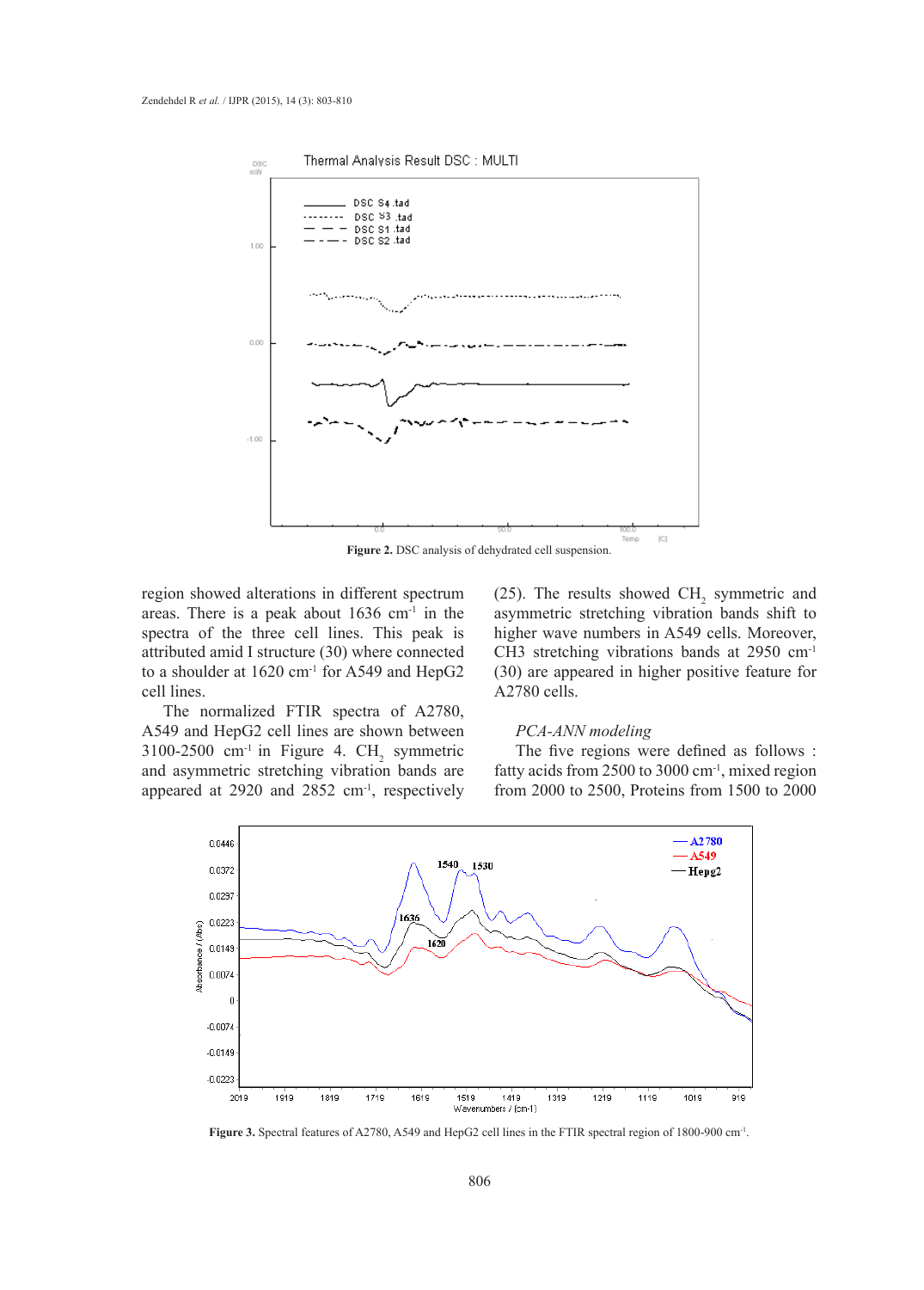Figure 2. DSC analysis of dehydrated cell suspension.

region showed alterations in different spectrum areas. There is a peak about 1636 $cm^{-1}$ in the spectra of the three cell lines. This peak is attributed amid I structure (30) where connected to a shoulder at 1620 $cm^{-1}$ for A549 and HepG2 cell lines.

The normalized FTIR spectra of A2780, A549 and HepG2 cell lines are shown between 3100-2500 $cm^{-1}$ in Figure 4. $CH_2$ symmetric and asymmetric stretching vibration bands are appeared at 2920 and 2852 $cm^{-1}$, respectively (25). The results showed $CH_2$ symmetric and asymmetric stretching vibration bands shift to higher wave numbers in A549 cells. Moreover, CH3 stretching vibrations bands at 2950 $cm^{-1}$ (30) are appeared in higher positive feature for A2780 cells.

*PCA-ANN modeling*

The five regions were defined as follows : fatty acids from 2500 to 3000 $cm^{-1}$, mixed region from 2000 to 2500, Proteins from 1500 to 2000

Figure 3. Spectral features of A2780, A549 and HepG2 cell lines in the FTIR spectral region of 1800-900 $cm^{-1}$.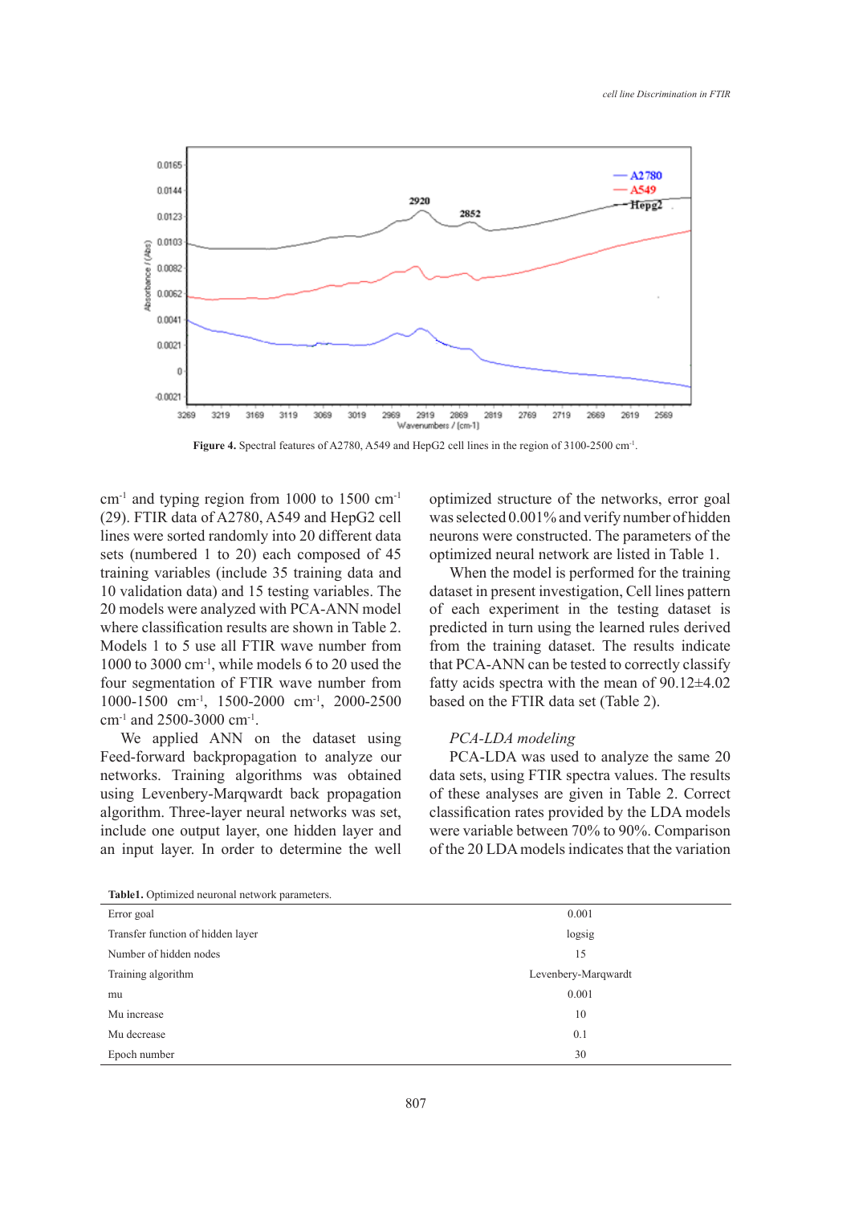Figure 4. Spectral features of A2780, A549 and HepG2 cell lines in the region of 3100-2500 $cm^{-1}$.

$cm^{-1}$ and typing region from 1000 to 1500 $cm^{-1}$ (29). FTIR data of A2780, A549 and HepG2 cell lines were sorted randomly into 20 different data sets (numbered 1 to 20) each composed of 45 training variables (include 35 training data and 10 validation data) and 15 testing variables. The 20 models were analyzed with PCA-ANN model where classification results are shown in Table 2. Models 1 to 5 use all FTIR wave number from 1000 to 3000 $cm^{-1}$, while models 6 to 20 used the four segmentation of FTIR wave number from 1000-1500 $cm^{-1}$, 1500-2000 $cm^{-1}$, 2000-2500 $cm^{-1}$ and 2500-3000 $cm^{-1}$.

We applied ANN on the dataset using Feed-forward backpropagation to analyze our networks. Training algorithms was obtained using Levenbery-Marqwardt back propagation algorithm. Three-layer neural networks was set, include one output layer, one hidden layer and an input layer. In order to determine the well optimized structure of the networks, error goal was selected 0.001% and verify number of hidden neurons were constructed. The parameters of the optimized neural network are listed in Table 1.

When the model is performed for the training dataset in present investigation, Cell lines pattern of each experiment in the testing dataset is predicted in turn using the learned rules derived from the training dataset. The results indicate that PCA-ANN can be tested to correctly classify fatty acids spectra with the mean of 90.12±4.02 based on the FTIR data set (Table 2).

*PCA-LDA modeling*

PCA-LDA was used to analyze the same 20 data sets, using FTIR spectra values. The results of these analyses are given in Table 2. Correct classification rates provided by the LDA models were variable between 70% to 90%. Comparison of the 20 LDA models indicates that the variation

**Table1.** Optimized neuronal network parameters.

| | |
|---|---|
| Error goal | 0.001 |
| Transfer function of hidden layer | logsig |
| Number of hidden nodes | 15 |
| Training algorithm | Levenbery-Marqwardt |
| mu | 0.001 |
| Mu increase | 10 |
| Mu decrease | 0.1 |
| Epoch number | 30 |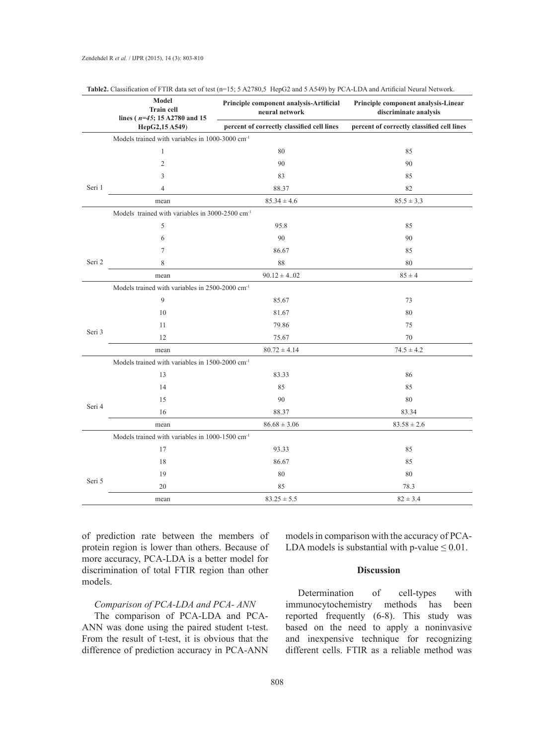**Table2.** Classification of FTIR data set of test (n=15; 5 A2780,5 HepG2 and 5 A549) by PCA-LDA and Artificial Neural Network.

| | Model<br>Train cell lines ( *n=45*; 15 A2780 and 15 HepG2,15 A549) | Principle component analysis-Artificial neural network<br>percent of correctly classified cell lines | Principle component analysis-Linear discriminate analysis<br>percent of correctly classified cell lines |
|---|---|---|---|
| Seri 1 | Models trained with variables in 1000-3000 cm$^{-1}$ | | |
| | 1 | 80 | 85 |
| | 2 | 90 | 90 |
| | 3 | 83 | 85 |
| | 4 | 88.37 | 82 |
| | mean | 85.34 ± 4.6 | 85.5 ± 3.3 |
| Seri 2 | Models trained with variables in 3000-2500 cm$^{-1}$ | | |
| | 5 | 95.8 | 85 |
| | 6 | 90 | 90 |
| | 7 | 86.67 | 85 |
| | 8 | 88 | 80 |
| | mean | 90.12 ± 4..02 | 85 ± 4 |
| Seri 3 | Models trained with variables in 2500-2000 cm$^{-1}$ | | |
| | 9 | 85.67 | 73 |
| | 10 | 81.67 | 80 |
| | 11 | 79.86 | 75 |
| | 12 | 75.67 | 70 |
| | mean | 80.72 ± 4.14 | 74.5 ± 4.2 |
| Seri 4 | Models trained with variables in 1500-2000 cm$^{-1}$ | | |
| | 13 | 83.33 | 86 |
| | 14 | 85 | 85 |
| | 15 | 90 | 80 |
| | 16 | 88.37 | 83.34 |
| | mean | 86.68 ± 3.06 | 83.58 ± 2.6 |
| Seri 5 | Models trained with variables in 1000-1500 cm$^{-1}$ | | |
| | 17 | 93.33 | 85 |
| | 18 | 86.67 | 85 |
| | 19 | 80 | 80 |
| | 20 | 85 | 78.3 |
| | mean | 83.25 ± 5.5 | 82 ± 3.4 |

of prediction rate between the members of protein region is lower than others. Because of more accuracy, PCA-LDA is a better model for discrimination of total FTIR region than other models.

*Comparison of PCA-LDA and PCA- ANN*

The comparison of PCA-LDA and PCA-ANN was done using the paired student t-test. From the result of t-test, it is obvious that the difference of prediction accuracy in PCA-ANN models in comparison with the accuracy of PCA-LDA models is substantial with p-value $\leq 0.01$.

## Discussion

Determination of cell-types with immunocytochemistry methods has been reported frequently (6-8). This study was based on the need to apply a noninvasive and inexpensive technique for recognizing different cells. FTIR as a reliable method was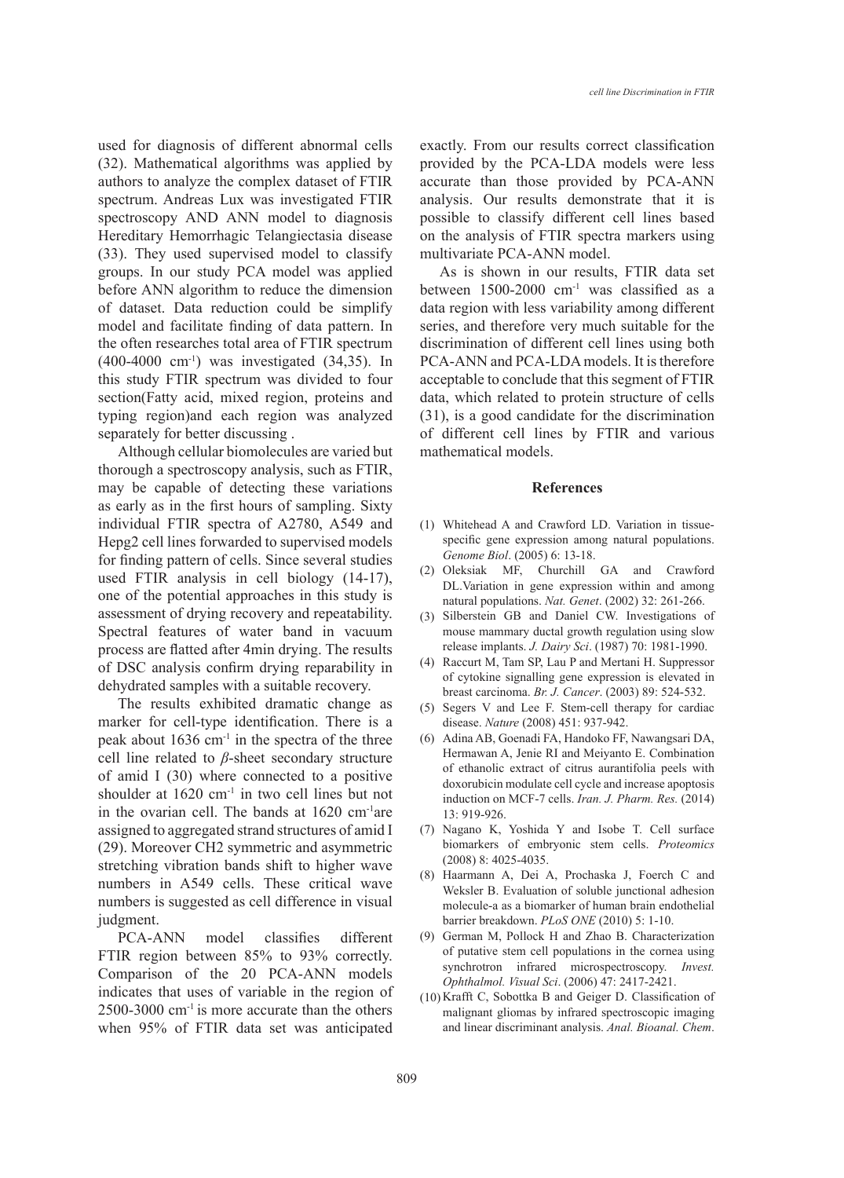used for diagnosis of different abnormal cells (32). Mathematical algorithms was applied by authors to analyze the complex dataset of FTIR spectrum. Andreas Lux was investigated FTIR spectroscopy AND ANN model to diagnosis Hereditary Hemorrhagic Telangiectasia disease (33). They used supervised model to classify groups. In our study PCA model was applied before ANN algorithm to reduce the dimension of dataset. Data reduction could be simplify model and facilitate finding of data pattern. In the often researches total area of FTIR spectrum (400-4000 cm$^{-1}$) was investigated (34,35). In this study FTIR spectrum was divided to four section(Fatty acid, mixed region, proteins and typing region)and each region was analyzed separately for better discussing .

Although cellular biomolecules are varied but thorough a spectroscopy analysis, such as FTIR, may be capable of detecting these variations as early as in the first hours of sampling. Sixty individual FTIR spectra of A2780, A549 and Hepg2 cell lines forwarded to supervised models for finding pattern of cells. Since several studies used FTIR analysis in cell biology (14-17), one of the potential approaches in this study is assessment of drying recovery and repeatability. Spectral features of water band in vacuum process are flatted after 4min drying. The results of DSC analysis confirm drying reparability in dehydrated samples with a suitable recovery.

The results exhibited dramatic change as marker for cell-type identification. There is a peak about 1636 cm$^{-1}$ in the spectra of the three cell line related to $\beta$-sheet secondary structure of amid I (30) where connected to a positive shoulder at 1620 cm$^{-1}$ in two cell lines but not in the ovarian cell. The bands at 1620 cm$^{-1}$are assigned to aggregated strand structures of amid I (29). Moreover CH2 symmetric and asymmetric stretching vibration bands shift to higher wave numbers in A549 cells. These critical wave numbers is suggested as cell difference in visual judgment.

PCA-ANN model classifies different FTIR region between 85% to 93% correctly. Comparison of the 20 PCA-ANN models indicates that uses of variable in the region of 2500-3000 cm$^{-1}$ is more accurate than the others when 95% of FTIR data set was anticipated exactly. From our results correct classification provided by the PCA-LDA models were less accurate than those provided by PCA-ANN analysis. Our results demonstrate that it is possible to classify different cell lines based on the analysis of FTIR spectra markers using multivariate PCA-ANN model.

As is shown in our results, FTIR data set between 1500-2000 cm$^{-1}$ was classified as a data region with less variability among different series, and therefore very much suitable for the discrimination of different cell lines using both PCA-ANN and PCA-LDA models. It is therefore acceptable to conclude that this segment of FTIR data, which related to protein structure of cells (31), is a good candidate for the discrimination of different cell lines by FTIR and various mathematical models.

## References

(1) Whitehead A and Crawford LD. Variation in tissue-specific gene expression among natural populations. *Genome Biol*. (2005) 6: 13-18.

(2) Oleksiak MF, Churchill GA and Crawford DL.Variation in gene expression within and among natural populations. *Nat. Genet*. (2002) 32: 261-266.

(3) Silberstein GB and Daniel CW. Investigations of mouse mammary ductal growth regulation using slow release implants. *J. Dairy Sci*. (1987) 70: 1981-1990.

(4) Raccurt M, Tam SP, Lau P and Mertani H. Suppressor of cytokine signalling gene expression is elevated in breast carcinoma. *Br. J. Cancer*. (2003) 89: 524-532.

(5) Segers V and Lee F. Stem-cell therapy for cardiac disease. *Nature* (2008) 451: 937-942.

(6) Adina AB, Goenadi FA, Handoko FF, Nawangsari DA, Hermawan A, Jenie RI and Meiyanto E. Combination of ethanolic extract of citrus aurantifolia peels with doxorubicin modulate cell cycle and increase apoptosis induction on MCF-7 cells. *Iran. J. Pharm. Res.* (2014) 13: 919-926.

(7) Nagano K, Yoshida Y and Isobe T. Cell surface biomarkers of embryonic stem cells. *Proteomics* (2008) 8: 4025-4035.

(8) Haarmann A, Dei A, Prochaska J, Foerch C and Weksler B. Evaluation of soluble junctional adhesion molecule-a as a biomarker of human brain endothelial barrier breakdown. *PLoS ONE* (2010) 5: 1-10.

(9) German M, Pollock H and Zhao B. Characterization of putative stem cell populations in the cornea using synchrotron infrared microspectroscopy. *Invest. Ophthalmol. Visual Sci*. (2006) 47: 2417-2421.

(10) Krafft C, Sobottka B and Geiger D. Classification of malignant gliomas by infrared spectroscopic imaging and linear discriminant analysis. *Anal. Bioanal. Chem*.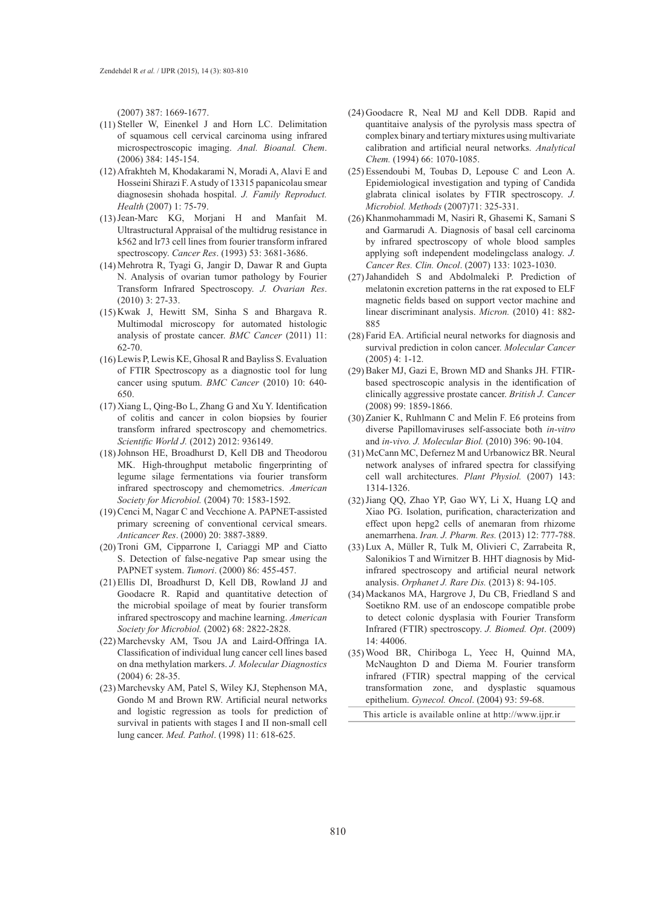(2007) 387: 1669-1677.

(11) Steller W, Einenkel J and Horn LC. Delimitation of squamous cell cervical carcinoma using infrared microspectroscopic imaging. *Anal. Bioanal. Chem*. (2006) 384: 145-154.

(12) Afrakhteh M, Khodakarami N, Moradi A, Alavi E and Hosseini Shirazi F. A study of 13315 papanicolau smear diagnosesin shohada hospital. *J. Family Reproduct. Health* (2007) 1: 75-79.

(13) Jean-Marc KG, Morjani H and Manfait M. Ultrastructural Appraisal of the multidrug resistance in k562 and lr73 cell lines from fourier transform infrared spectroscopy. *Cancer Res*. (1993) 53: 3681-3686.

(14) Mehrotra R, Tyagi G, Jangir D, Dawar R and Gupta N. Analysis of ovarian tumor pathology by Fourier Transform Infrared Spectroscopy. *J. Ovarian Res*. (2010) 3: 27-33.

(15) Kwak J, Hewitt SM, Sinha S and Bhargava R. Multimodal microscopy for automated histologic analysis of prostate cancer. *BMC Cancer* (2011) 11: 62-70.

(16) Lewis P, Lewis KE, Ghosal R and Bayliss S. Evaluation of FTIR Spectroscopy as a diagnostic tool for lung cancer using sputum. *BMC Cancer* (2010) 10: 640-650.

(17) Xiang L, Qing-Bo L, Zhang G and Xu Y. Identification of colitis and cancer in colon biopsies by fourier transform infrared spectroscopy and chemometrics. *Scientific World J.* (2012) 2012: 936149.

(18) Johnson HE, Broadhurst D, Kell DB and Theodorou MK. High-throughput metabolic fingerprinting of legume silage fermentations via fourier transform infrared spectroscopy and chemometrics. *American Society for Microbiol.* (2004) 70: 1583-1592.

(19) Cenci M, Nagar C and Vecchione A. PAPNET-assisted primary screening of conventional cervical smears. *Anticancer Res*. (2000) 20: 3887-3889.

(20) Troni GM, Cipparrone I, Cariaggi MP and Ciatto S. Detection of false-negative Pap smear using the PAPNET system. *Tumori*. (2000) 86: 455-457.

(21) Ellis DI, Broadhurst D, Kell DB, Rowland JJ and Goodacre R. Rapid and quantitative detection of the microbial spoilage of meat by fourier transform infrared spectroscopy and machine learning. *American Society for Microbiol.* (2002) 68: 2822-2828.

(22) Marchevsky AM, Tsou JA and Laird-Offringa IA. Classification of individual lung cancer cell lines based on dna methylation markers. *J. Molecular Diagnostics* (2004) 6: 28-35.

(23) Marchevsky AM, Patel S, Wiley KJ, Stephenson MA, Gondo M and Brown RW. Artificial neural networks and logistic regression as tools for prediction of survival in patients with stages I and II non-small cell lung cancer. *Med. Pathol*. (1998) 11: 618-625.

(24) Goodacre R, Neal MJ and Kell DDB. Rapid and quantitative analysis of the pyrolysis mass spectra of complex binary and tertiary mixtures using multivariate calibration and artificial neural networks. *Analytical Chem.* (1994) 66: 1070-1085.

(25) Essendoubi M, Toubas D, Lepouse C and Leon A. Epidemiological investigation and typing of Candida glabrata clinical isolates by FTIR spectroscopy. *J. Microbiol. Methods* (2007)71: 325-331.

(26) Khanmohammadi M, Nasiri R, Ghasemi K, Samani S and Garmarudi A. Diagnosis of basal cell carcinoma by infrared spectroscopy of whole blood samples applying soft independent modelingclass analogy. *J. Cancer Res. Clin. Oncol*. (2007) 133: 1023-1030.

(27) Jahandideh S and Abdolmaleki P. Prediction of melatonin excretion patterns in the rat exposed to ELF magnetic fields based on support vector machine and linear discriminant analysis. *Micron.* (2010) 41: 882-885

(28) Farid EA. Artificial neural networks for diagnosis and survival prediction in colon cancer. *Molecular Cancer* (2005) 4: 1-12.

(29) Baker MJ, Gazi E, Brown MD and Shanks JH. FTIR-based spectroscopic analysis in the identification of clinically aggressive prostate cancer. *British J. Cancer* (2008) 99: 1859-1866.

(30) Zanier K, Ruhlmann C and Melin F. E6 proteins from diverse Papillomaviruses self-associate both *in-vitro* and *in-vivo*. *J. Molecular Biol.* (2010) 396: 90-104.

(31) McCann MC, Defernez M and Urbanowicz BR. Neural network analyses of infrared spectra for classifying cell wall architectures. *Plant Physiol.* (2007) 143: 1314-1326.

(32) Jiang QQ, Zhao YP, Gao WY, Li X, Huang LQ and Xiao PG. Isolation, purification, characterization and effect upon hepg2 cells of anemaran from rhizome anemarrhena. *Iran. J. Pharm. Res.* (2013) 12: 777-788.

(33) Lux A, Müller R, Tulk M, Olivieri C, Zarrabeita R, Salonikios T and Wirnitzer B. HHT diagnosis by Mid-infrared spectroscopy and artificial neural network analysis. *Orphanet J. Rare Dis.* (2013) 8: 94-105.

(34) Mackanos MA, Hargrove J, Du CB, Friedland S and Soetikno RM. use of an endoscope compatible probe to detect colonic dysplasia with Fourier Transform Infrared (FTIR) spectroscopy. *J. Biomed. Opt*. (2009) 14: 44006.

(35) Wood BR, Chiriboga L, Yeec H, Quinnd MA, McNaughton D and Diema M. Fourier transform infrared (FTIR) spectral mapping of the cervical transformation zone, and dysplastic squamous epithelium. *Gynecol. Oncol*. (2004) 93: 59-68.

This article is available online at http://www.ijpr.ir